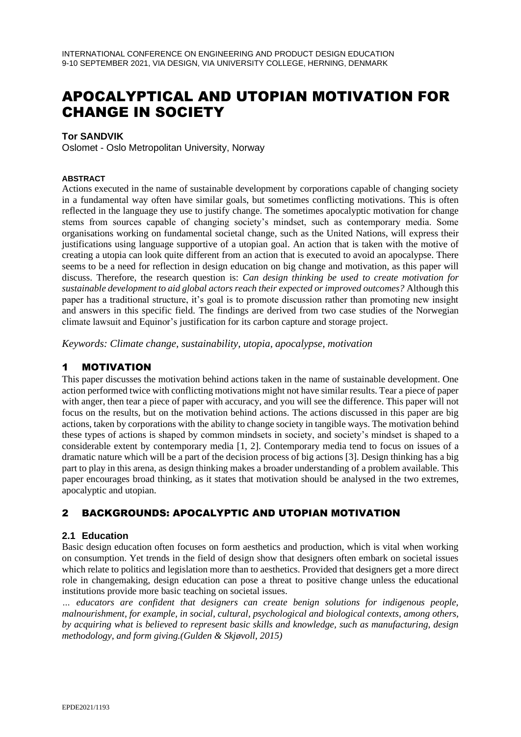# APOCALYPTICAL AND UTOPIAN MOTIVATION FOR CHANGE IN SOCIETY

**Tor SANDVIK**
Oslomet - Oslo Metropolitan University, Norway

**ABSTRACT**

Actions executed in the name of sustainable development by corporations capable of changing society in a fundamental way often have similar goals, but sometimes conflicting motivations. This is often reflected in the language they use to justify change. The sometimes apocalyptic motivation for change stems from sources capable of changing society's mindset, such as contemporary media. Some organisations working on fundamental societal change, such as the United Nations, will express their justifications using language supportive of a utopian goal. An action that is taken with the motive of creating a utopia can look quite different from an action that is executed to avoid an apocalypse. There seems to be a need for reflection in design education on big change and motivation, as this paper will discuss. Therefore, the research question is: *Can design thinking be used to create motivation for sustainable development to aid global actors reach their expected or improved outcomes?* Although this paper has a traditional structure, it's goal is to promote discussion rather than promoting new insight and answers in this specific field. The findings are derived from two case studies of the Norwegian climate lawsuit and Equinor's justification for its carbon capture and storage project.

*Keywords: Climate change, sustainability, utopia, apocalypse, motivation*

## 1 MOTIVATION

This paper discusses the motivation behind actions taken in the name of sustainable development. One action performed twice with conflicting motivations might not have similar results. Tear a piece of paper with anger, then tear a piece of paper with accuracy, and you will see the difference. This paper will not focus on the results, but on the motivation behind actions. The actions discussed in this paper are big actions, taken by corporations with the ability to change society in tangible ways. The motivation behind these types of actions is shaped by common mindsets in society, and society's mindset is shaped to a considerable extent by contemporary media [1, 2]. Contemporary media tend to focus on issues of a dramatic nature which will be a part of the decision process of big actions [3]. Design thinking has a big part to play in this arena, as design thinking makes a broader understanding of a problem available. This paper encourages broad thinking, as it states that motivation should be analysed in the two extremes, apocalyptic and utopian.

## 2 BACKGROUNDS: APOCALYPTIC AND UTOPIAN MOTIVATION

### 2.1 Education

Basic design education often focuses on form aesthetics and production, which is vital when working on consumption. Yet trends in the field of design show that designers often embark on societal issues which relate to politics and legislation more than to aesthetics. Provided that designers get a more direct role in changemaking, design education can pose a threat to positive change unless the educational institutions provide more basic teaching on societal issues.

*… educators are confident that designers can create benign solutions for indigenous people, malnourishment, for example, in social, cultural, psychological and biological contexts, among others, by acquiring what is believed to represent basic skills and knowledge, such as manufacturing, design methodology, and form giving.(Gulden & Skjøvoll, 2015)*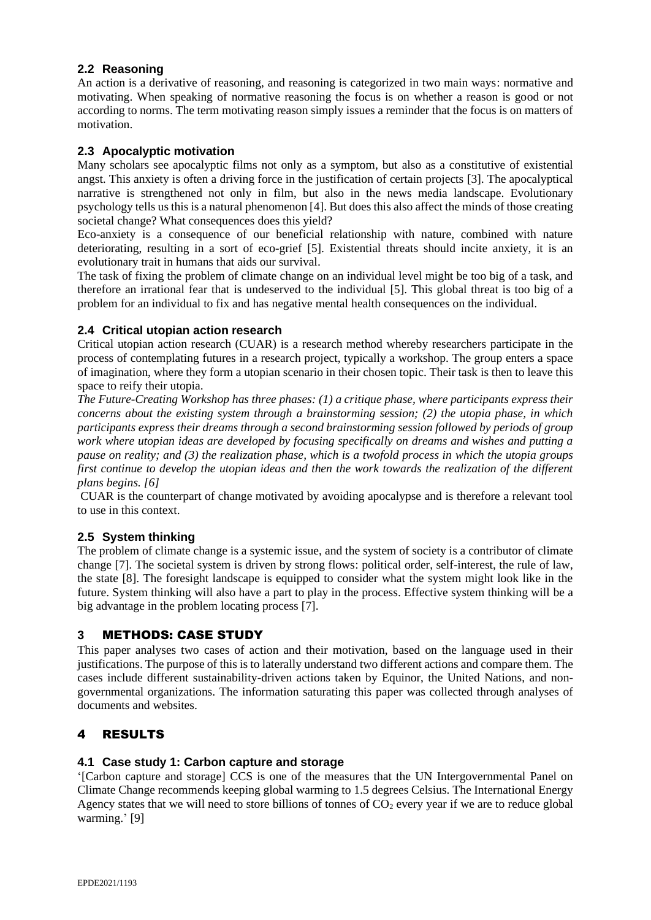### 2.2 Reasoning

An action is a derivative of reasoning, and reasoning is categorized in two main ways: normative and motivating. When speaking of normative reasoning the focus is on whether a reason is good or not according to norms. The term motivating reason simply issues a reminder that the focus is on matters of motivation.

### 2.3 Apocalyptic motivation

Many scholars see apocalyptic films not only as a symptom, but also as a constitutive of existential angst. This anxiety is often a driving force in the justification of certain projects [3]. The apocalyptical narrative is strengthened not only in film, but also in the news media landscape. Evolutionary psychology tells us this is a natural phenomenon [4]. But does this also affect the minds of those creating societal change? What consequences does this yield?

Eco-anxiety is a consequence of our beneficial relationship with nature, combined with nature deteriorating, resulting in a sort of eco-grief [5]. Existential threats should incite anxiety, it is an evolutionary trait in humans that aids our survival.

The task of fixing the problem of climate change on an individual level might be too big of a task, and therefore an irrational fear that is undeserved to the individual [5]. This global threat is too big of a problem for an individual to fix and has negative mental health consequences on the individual.

### 2.4 Critical utopian action research

Critical utopian action research (CUAR) is a research method whereby researchers participate in the process of contemplating futures in a research project, typically a workshop. The group enters a space of imagination, where they form a utopian scenario in their chosen topic. Their task is then to leave this space to reify their utopia.

*The Future-Creating Workshop has three phases: (1) a critique phase, where participants express their concerns about the existing system through a brainstorming session; (2) the utopia phase, in which participants express their dreams through a second brainstorming session followed by periods of group work where utopian ideas are developed by focusing specifically on dreams and wishes and putting a pause on reality; and (3) the realization phase, which is a twofold process in which the utopia groups first continue to develop the utopian ideas and then the work towards the realization of the different plans begins. [6]*

CUAR is the counterpart of change motivated by avoiding apocalypse and is therefore a relevant tool to use in this context.

### 2.5 System thinking

The problem of climate change is a systemic issue, and the system of society is a contributor of climate change [7]. The societal system is driven by strong flows: political order, self-interest, the rule of law, the state [8]. The foresight landscape is equipped to consider what the system might look like in the future. System thinking will also have a part to play in the process. Effective system thinking will be a big advantage in the problem locating process [7].

## 3 METHODS: CASE STUDY

This paper analyses two cases of action and their motivation, based on the language used in their justifications. The purpose of this is to laterally understand two different actions and compare them. The cases include different sustainability-driven actions taken by Equinor, the United Nations, and non-governmental organizations. The information saturating this paper was collected through analyses of documents and websites.

## 4 RESULTS

### 4.1 Case study 1: Carbon capture and storage

'[Carbon capture and storage] CCS is one of the measures that the UN Intergovernmental Panel on Climate Change recommends keeping global warming to 1.5 degrees Celsius. The International Energy Agency states that we will need to store billions of tonnes of $CO_2$ every year if we are to reduce global warming.' [9]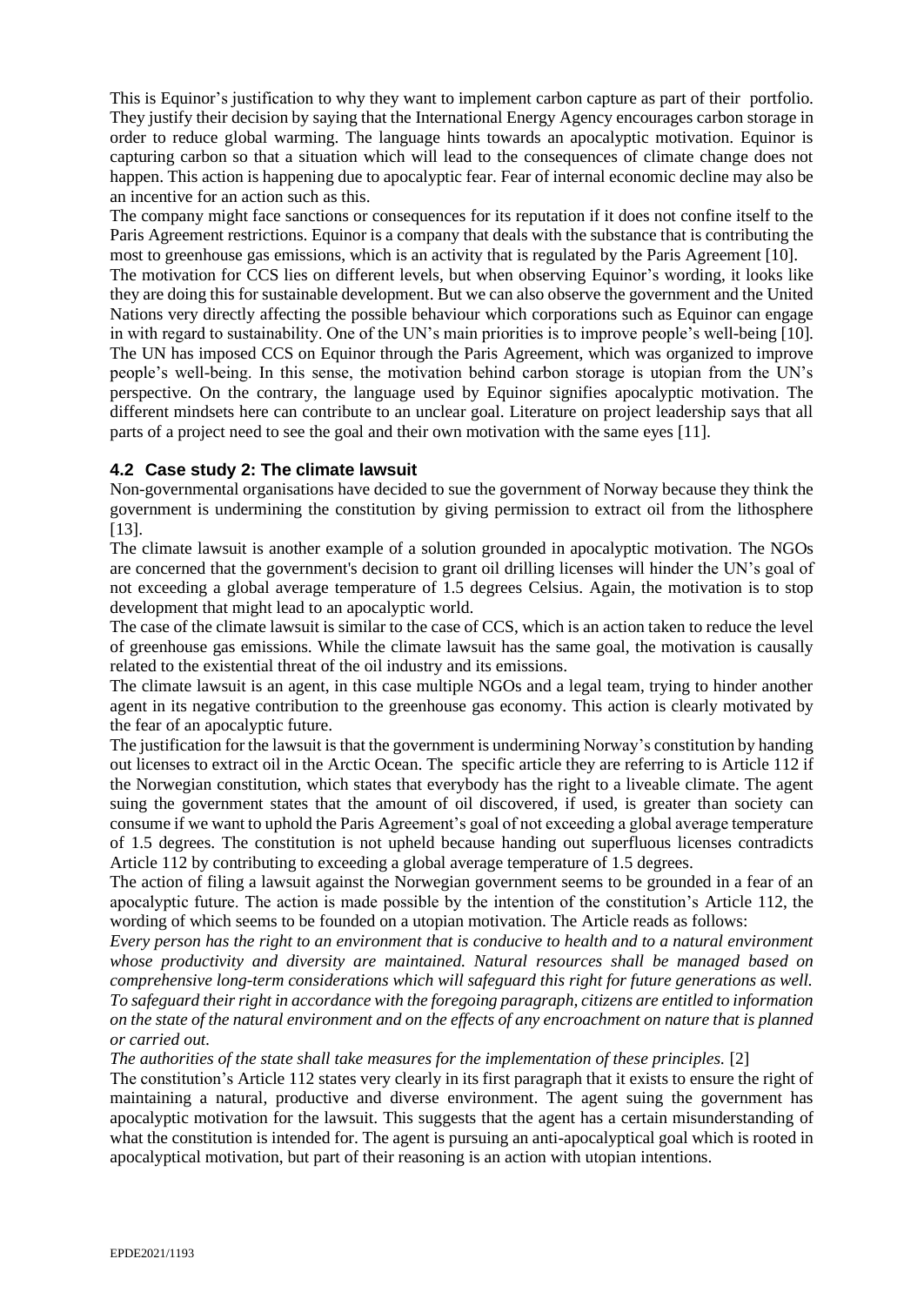This is Equinor's justification to why they want to implement carbon capture as part of their portfolio. They justify their decision by saying that the International Energy Agency encourages carbon storage in order to reduce global warming. The language hints towards an apocalyptic motivation. Equinor is capturing carbon so that a situation which will lead to the consequences of climate change does not happen. This action is happening due to apocalyptic fear. Fear of internal economic decline may also be an incentive for an action such as this.

The company might face sanctions or consequences for its reputation if it does not confine itself to the Paris Agreement restrictions. Equinor is a company that deals with the substance that is contributing the most to greenhouse gas emissions, which is an activity that is regulated by the Paris Agreement [10].

The motivation for CCS lies on different levels, but when observing Equinor's wording, it looks like they are doing this for sustainable development. But we can also observe the government and the United Nations very directly affecting the possible behaviour which corporations such as Equinor can engage in with regard to sustainability. One of the UN's main priorities is to improve people's well-being [10]. The UN has imposed CCS on Equinor through the Paris Agreement, which was organized to improve people's well-being. In this sense, the motivation behind carbon storage is utopian from the UN's perspective. On the contrary, the language used by Equinor signifies apocalyptic motivation. The different mindsets here can contribute to an unclear goal. Literature on project leadership says that all parts of a project need to see the goal and their own motivation with the same eyes [11].

## 4.2 Case study 2: The climate lawsuit

Non-governmental organisations have decided to sue the government of Norway because they think the government is undermining the constitution by giving permission to extract oil from the lithosphere [13].

The climate lawsuit is another example of a solution grounded in apocalyptic motivation. The NGOs are concerned that the government's decision to grant oil drilling licenses will hinder the UN's goal of not exceeding a global average temperature of 1.5 degrees Celsius. Again, the motivation is to stop development that might lead to an apocalyptic world.

The case of the climate lawsuit is similar to the case of CCS, which is an action taken to reduce the level of greenhouse gas emissions. While the climate lawsuit has the same goal, the motivation is causally related to the existential threat of the oil industry and its emissions.

The climate lawsuit is an agent, in this case multiple NGOs and a legal team, trying to hinder another agent in its negative contribution to the greenhouse gas economy. This action is clearly motivated by the fear of an apocalyptic future.

The justification for the lawsuit is that the government is undermining Norway's constitution by handing out licenses to extract oil in the Arctic Ocean. The specific article they are referring to is Article 112 if the Norwegian constitution, which states that everybody has the right to a liveable climate. The agent suing the government states that the amount of oil discovered, if used, is greater than society can consume if we want to uphold the Paris Agreement's goal of not exceeding a global average temperature of 1.5 degrees. The constitution is not upheld because handing out superfluous licenses contradicts Article 112 by contributing to exceeding a global average temperature of 1.5 degrees.

The action of filing a lawsuit against the Norwegian government seems to be grounded in a fear of an apocalyptic future. The action is made possible by the intention of the constitution's Article 112, the wording of which seems to be founded on a utopian motivation. The Article reads as follows:

*Every person has the right to an environment that is conducive to health and to a natural environment whose productivity and diversity are maintained. Natural resources shall be managed based on comprehensive long-term considerations which will safeguard this right for future generations as well. To safeguard their right in accordance with the foregoing paragraph, citizens are entitled to information on the state of the natural environment and on the effects of any encroachment on nature that is planned or carried out.*

*The authorities of the state shall take measures for the implementation of these principles.* [2]

The constitution's Article 112 states very clearly in its first paragraph that it exists to ensure the right of maintaining a natural, productive and diverse environment. The agent suing the government has apocalyptic motivation for the lawsuit. This suggests that the agent has a certain misunderstanding of what the constitution is intended for. The agent is pursuing an anti-apocalyptical goal which is rooted in apocalyptical motivation, but part of their reasoning is an action with utopian intentions.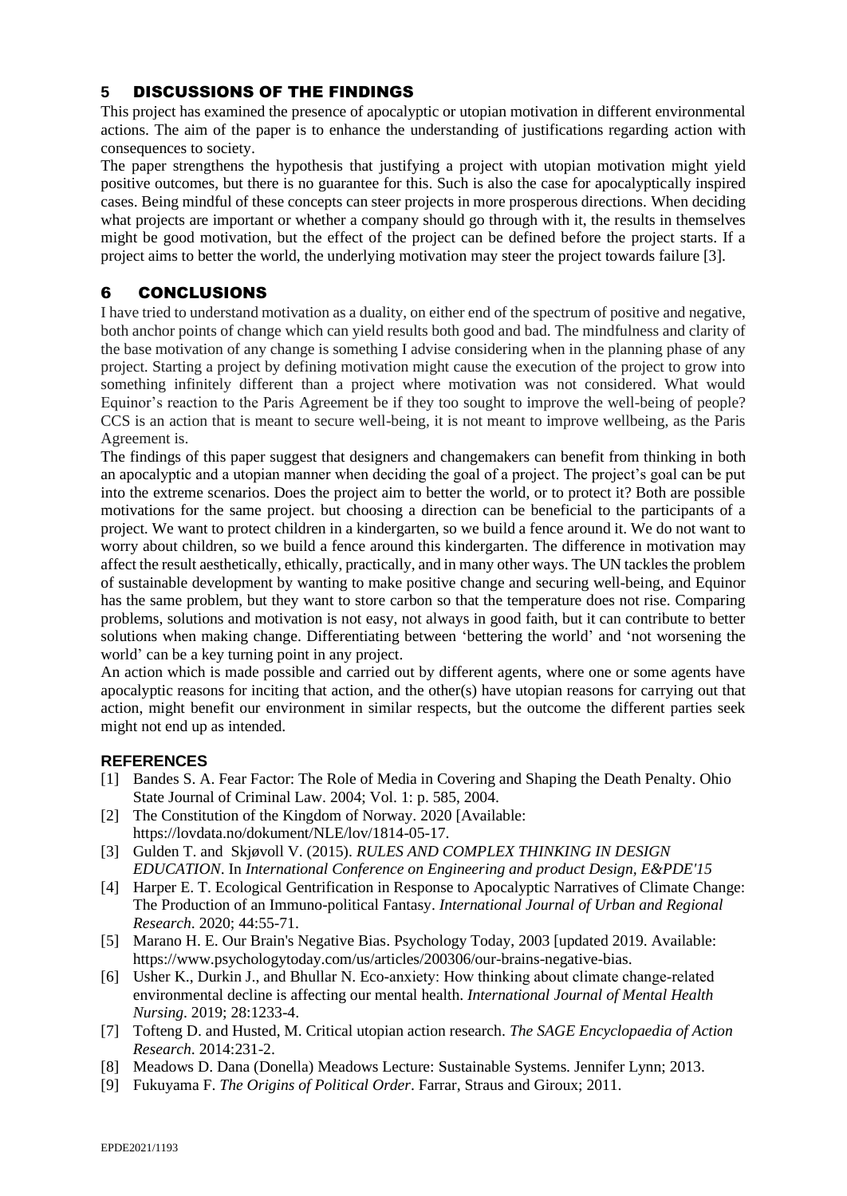## 5 DISCUSSIONS OF THE FINDINGS

This project has examined the presence of apocalyptic or utopian motivation in different environmental actions. The aim of the paper is to enhance the understanding of justifications regarding action with consequences to society.

The paper strengthens the hypothesis that justifying a project with utopian motivation might yield positive outcomes, but there is no guarantee for this. Such is also the case for apocalyptically inspired cases. Being mindful of these concepts can steer projects in more prosperous directions. When deciding what projects are important or whether a company should go through with it, the results in themselves might be good motivation, but the effect of the project can be defined before the project starts. If a project aims to better the world, the underlying motivation may steer the project towards failure [3].

## 6 CONCLUSIONS

I have tried to understand motivation as a duality, on either end of the spectrum of positive and negative, both anchor points of change which can yield results both good and bad. The mindfulness and clarity of the base motivation of any change is something I advise considering when in the planning phase of any project. Starting a project by defining motivation might cause the execution of the project to grow into something infinitely different than a project where motivation was not considered. What would Equinor's reaction to the Paris Agreement be if they too sought to improve the well-being of people? CCS is an action that is meant to secure well-being, it is not meant to improve wellbeing, as the Paris Agreement is.

The findings of this paper suggest that designers and changemakers can benefit from thinking in both an apocalyptic and a utopian manner when deciding the goal of a project. The project's goal can be put into the extreme scenarios. Does the project aim to better the world, or to protect it? Both are possible motivations for the same project. but choosing a direction can be beneficial to the participants of a project. We want to protect children in a kindergarten, so we build a fence around it. We do not want to worry about children, so we build a fence around this kindergarten. The difference in motivation may affect the result aesthetically, ethically, practically, and in many other ways. The UN tackles the problem of sustainable development by wanting to make positive change and securing well-being, and Equinor has the same problem, but they want to store carbon so that the temperature does not rise. Comparing problems, solutions and motivation is not easy, not always in good faith, but it can contribute to better solutions when making change. Differentiating between 'bettering the world' and 'not worsening the world' can be a key turning point in any project.

An action which is made possible and carried out by different agents, where one or some agents have apocalyptic reasons for inciting that action, and the other(s) have utopian reasons for carrying out that action, might benefit our environment in similar respects, but the outcome the different parties seek might not end up as intended.

### REFERENCES

[1] Bandes S. A. Fear Factor: The Role of Media in Covering and Shaping the Death Penalty. Ohio State Journal of Criminal Law. 2004; Vol. 1: p. 585, 2004.

[2] The Constitution of the Kingdom of Norway. 2020 [Available: https://lovdata.no/dokument/NLE/lov/1814-05-17.

[3] Gulden T. and Skjøvoll V. (2015). *RULES AND COMPLEX THINKING IN DESIGN EDUCATION*. In *International Conference on Engineering and product Design, E&PDE'15*

[4] Harper E. T. Ecological Gentrification in Response to Apocalyptic Narratives of Climate Change: The Production of an Immuno-political Fantasy. *International Journal of Urban and Regional Research*. 2020; 44:55-71.

[5] Marano H. E. Our Brain's Negative Bias. Psychology Today, 2003 [updated 2019. Available: https://www.psychologytoday.com/us/articles/200306/our-brains-negative-bias.

[6] Usher K., Durkin J., and Bhullar N. Eco-anxiety: How thinking about climate change-related environmental decline is affecting our mental health. *International Journal of Mental Health Nursing*. 2019; 28:1233-4.

[7] Tofteng D. and Husted, M. Critical utopian action research. *The SAGE Encyclopaedia of Action Research*. 2014:231-2.

[8] Meadows D. Dana (Donella) Meadows Lecture: Sustainable Systems. Jennifer Lynn; 2013.

[9] Fukuyama F. *The Origins of Political Order*. Farrar, Straus and Giroux; 2011.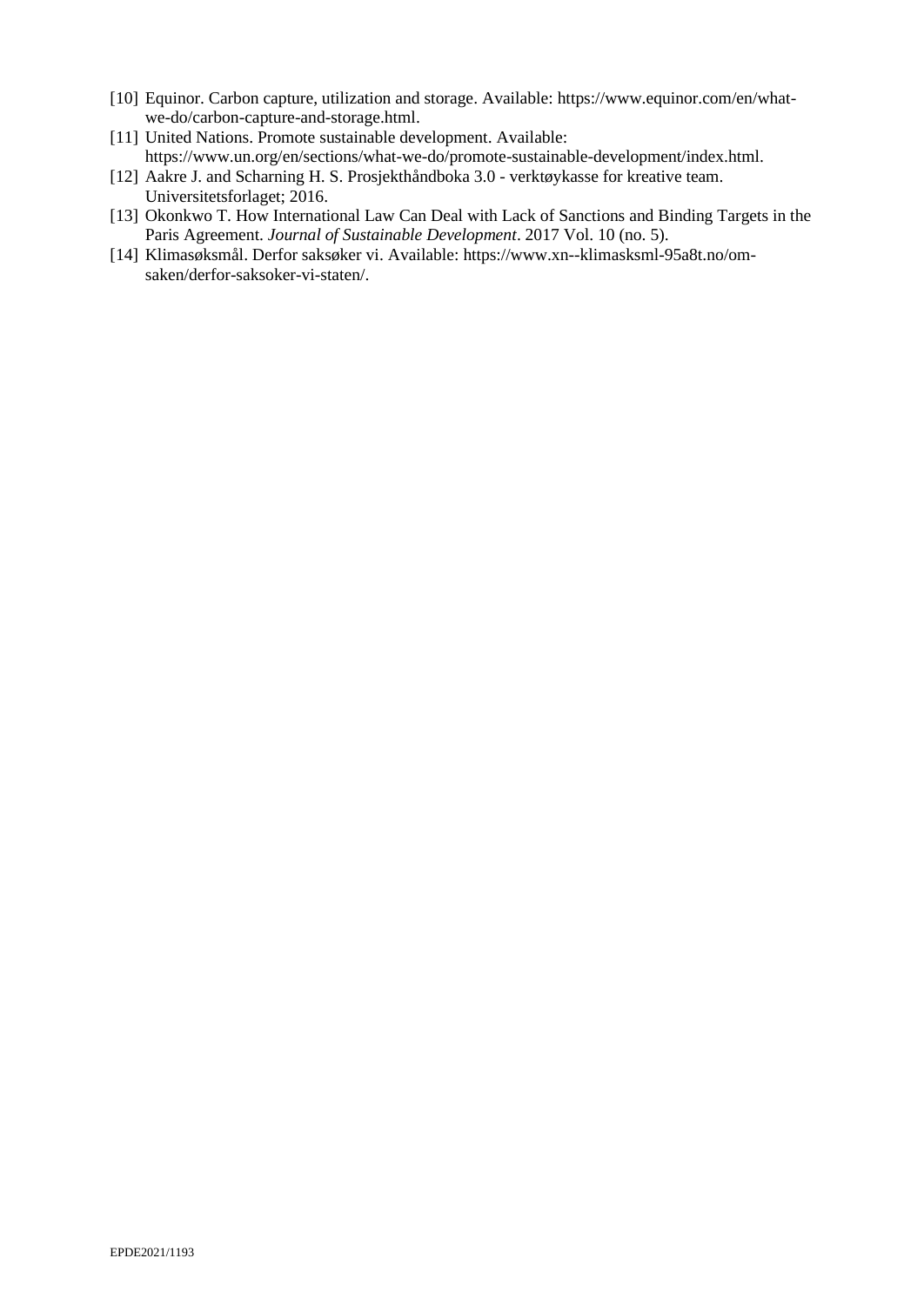[10] Equinor. Carbon capture, utilization and storage. Available: https://www.equinor.com/en/what-we-do/carbon-capture-and-storage.html.

[11] United Nations. Promote sustainable development. Available: https://www.un.org/en/sections/what-we-do/promote-sustainable-development/index.html.

[12] Aakre J. and Scharning H. S. Prosjekthåndboka 3.0 - verktøykasse for kreative team. Universitetsforlaget; 2016.

[13] Okonkwo T. How International Law Can Deal with Lack of Sanctions and Binding Targets in the Paris Agreement. *Journal of Sustainable Development*. 2017 Vol. 10 (no. 5).

[14] Klimasøksmål. Derfor saksøker vi. Available: https://www.xn--klimasksml-95a8t.no/om-saken/derfor-saksoker-vi-staten/.